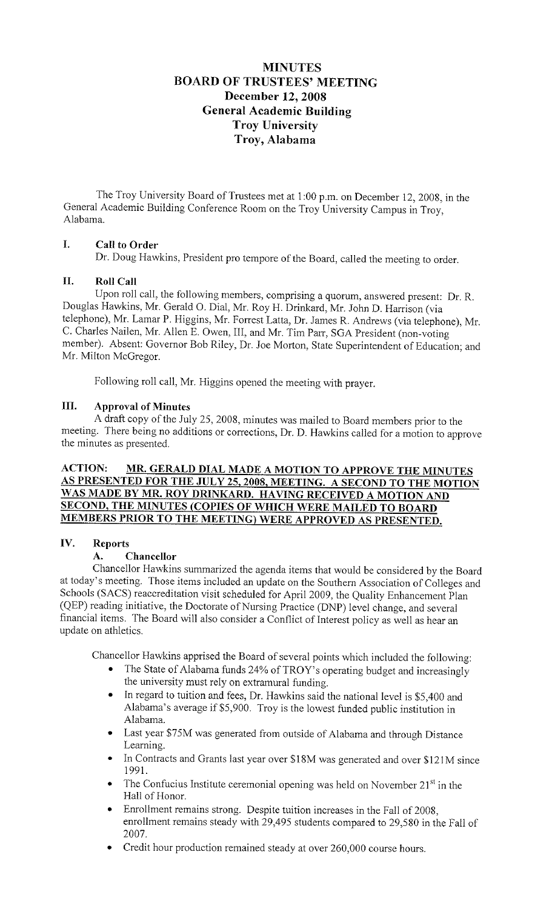# MINUTES
# BOARD OF TRUSTEES' MEETING
## December 12, 2008
## General Academic Building
## Troy University
## Troy, Alabama

The Troy University Board of Trustees met at 1:00 p.m. on December 12, 2008, in the General Academic Building Conference Room on the Troy University Campus in Troy, Alabama.

## I. Call to Order

Dr. Doug Hawkins, President pro tempore of the Board, called the meeting to order.

## II. Roll Call

Upon roll call, the following members, comprising a quorum, answered present: Dr. R. Douglas Hawkins, Mr. Gerald O. Dial, Mr. Roy H. Drinkard, Mr. John D. Harrison (via telephone), Mr. Lamar P. Higgins, Mr. Forrest Latta, Dr. James R. Andrews (via telephone), Mr. C. Charles Nailen, Mr. Allen E. Owen, III, and Mr. Tim Parr, SGA President (non-voting member). Absent: Governor Bob Riley, Dr. Joe Morton, State Superintendent of Education; and Mr. Milton McGregor.

Following roll call, Mr. Higgins opened the meeting with prayer.

## III. Approval of Minutes

A draft copy of the July 25, 2008, minutes was mailed to Board members prior to the meeting. There being no additions or corrections, Dr. D. Hawkins called for a motion to approve the minutes as presented.

**ACTION: MR. GERALD DIAL MADE A MOTION TO APPROVE THE MINUTES AS PRESENTED FOR THE JULY 25, 2008, MEETING. A SECOND TO THE MOTION WAS MADE BY MR. ROY DRINKARD. HAVING RECEIVED A MOTION AND SECOND, THE MINUTES (COPIES OF WHICH WERE MAILED TO BOARD MEMBERS PRIOR TO THE MEETING) WERE APPROVED AS PRESENTED.**

## IV. Reports

### A. Chancellor

Chancellor Hawkins summarized the agenda items that would be considered by the Board at today's meeting. Those items included an update on the Southern Association of Colleges and Schools (SACS) reaccreditation visit scheduled for April 2009, the Quality Enhancement Plan (QEP) reading initiative, the Doctorate of Nursing Practice (DNP) level change, and several financial items. The Board will also consider a Conflict of Interest policy as well as hear an update on athletics.

Chancellor Hawkins apprised the Board of several points which included the following:

- The State of Alabama funds 24% of TROY's operating budget and increasingly the university must rely on extramural funding.
- In regard to tuition and fees, Dr. Hawkins said the national level is $5,400 and Alabama's average if $5,900. Troy is the lowest funded public institution in Alabama.
- Last year $75M was generated from outside of Alabama and through Distance Learning.
- In Contracts and Grants last year over $18M was generated and over $121M since 1991.
- The Confucius Institute ceremonial opening was held on November 21st in the Hall of Honor.
- Enrollment remains strong. Despite tuition increases in the Fall of 2008, enrollment remains steady with 29,495 students compared to 29,580 in the Fall of 2007.
- Credit hour production remained steady at over 260,000 course hours.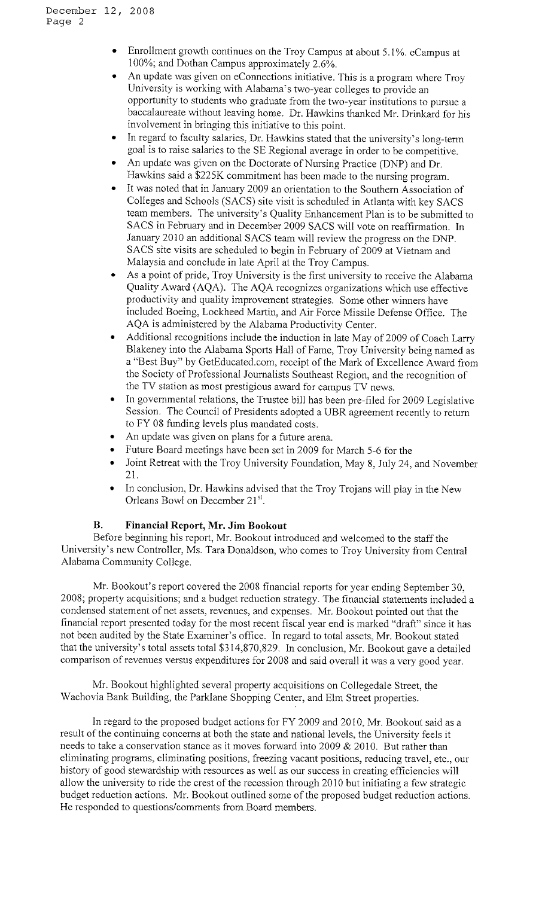- Enrollment growth continues on the Troy Campus at about 5.1%. eCampus at 100%; and Dothan Campus approximately 2.6%.
- An update was given on eConnections initiative. This is a program where Troy University is working with Alabama's two-year colleges to provide an opportunity to students who graduate from the two-year institutions to pursue a baccalaureate without leaving home. Dr. Hawkins thanked Mr. Drinkard for his involvement in bringing this initiative to this point.
- In regard to faculty salaries, Dr. Hawkins stated that the university's long-term goal is to raise salaries to the SE Regional average in order to be competitive.
- An update was given on the Doctorate of Nursing Practice (DNP) and Dr. Hawkins said a $225K commitment has been made to the nursing program.
- It was noted that in January 2009 an orientation to the Southern Association of Colleges and Schools (SACS) site visit is scheduled in Atlanta with key SACS team members. The university's Quality Enhancement Plan is to be submitted to SACS in February and in December 2009 SACS will vote on reaffirmation. In January 2010 an additional SACS team will review the progress on the DNP. SACS site visits are scheduled to begin in February of 2009 at Vietnam and Malaysia and conclude in late April at the Troy Campus.
- As a point of pride, Troy University is the first university to receive the Alabama Quality Award (AQA). The AQA recognizes organizations which use effective productivity and quality improvement strategies. Some other winners have included Boeing, Lockheed Martin, and Air Force Missile Defense Office. The AQA is administered by the Alabama Productivity Center.
- Additional recognitions include the induction in late May of 2009 of Coach Larry Blakeney into the Alabama Sports Hall of Fame, Troy University being named as a "Best Buy" by GetEducated.com, receipt of the Mark of Excellence Award from the Society of Professional Journalists Southeast Region, and the recognition of the TV station as most prestigious award for campus TV news.
- In governmental relations, the Trustee bill has been pre-filed for 2009 Legislative Session. The Council of Presidents adopted a UBR agreement recently to return to FY 08 funding levels plus mandated costs.
- An update was given on plans for a future arena.
- Future Board meetings have been set in 2009 for March 5-6 for the
- Joint Retreat with the Troy University Foundation, May 8, July 24, and November 21.
- In conclusion, Dr. Hawkins advised that the Troy Trojans will play in the New Orleans Bowl on December 21st.

### B. Financial Report, Mr. Jim Bookout

Before beginning his report, Mr. Bookout introduced and welcomed to the staff the University's new Controller, Ms. Tara Donaldson, who comes to Troy University from Central Alabama Community College.

Mr. Bookout's report covered the 2008 financial reports for year ending September 30, 2008; property acquisitions; and a budget reduction strategy. The financial statements included a condensed statement of net assets, revenues, and expenses. Mr. Bookout pointed out that the financial report presented today for the most recent fiscal year end is marked "draft" since it has not been audited by the State Examiner's office. In regard to total assets, Mr. Bookout stated that the university's total assets total $314,870,829. In conclusion, Mr. Bookout gave a detailed comparison of revenues versus expenditures for 2008 and said overall it was a very good year.

Mr. Bookout highlighted several property acquisitions on Collegedale Street, the Wachovia Bank Building, the Parklane Shopping Center, and Elm Street properties.

In regard to the proposed budget actions for FY 2009 and 2010, Mr. Bookout said as a result of the continuing concerns at both the state and national levels, the University feels it needs to take a conservation stance as it moves forward into 2009 & 2010. But rather than eliminating programs, eliminating positions, freezing vacant positions, reducing travel, etc., our history of good stewardship with resources as well as our success in creating efficiencies will allow the university to ride the crest of the recession through 2010 but initiating a few strategic budget reduction actions. Mr. Bookout outlined some of the proposed budget reduction actions. He responded to questions/comments from Board members.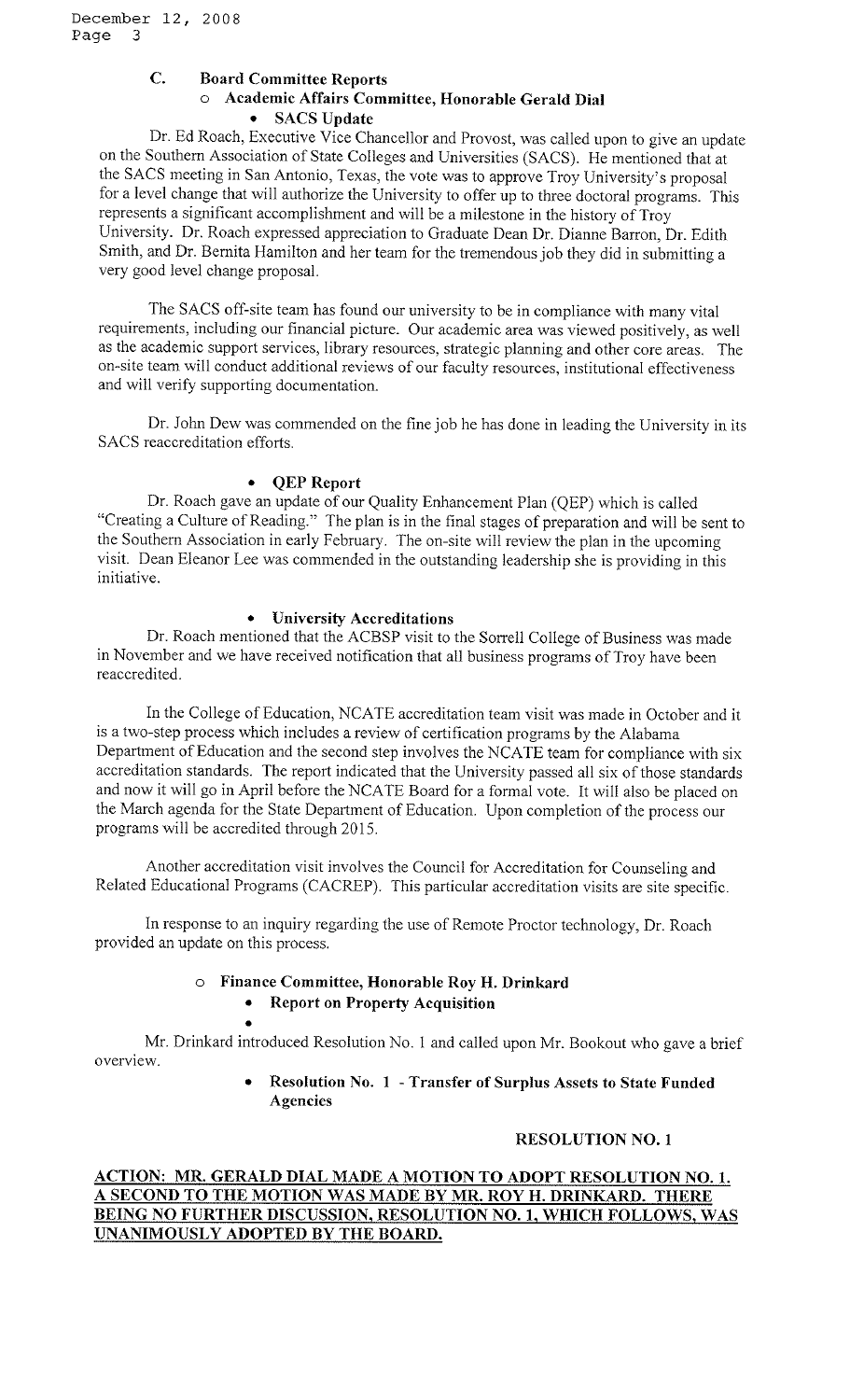### C. Board Committee Reports

- **Academic Affairs Committee, Honorable Gerald Dial**
  - **SACS Update**

Dr. Ed Roach, Executive Vice Chancellor and Provost, was called upon to give an update on the Southern Association of State Colleges and Universities (SACS). He mentioned that at the SACS meeting in San Antonio, Texas, the vote was to approve Troy University's proposal for a level change that will authorize the University to offer up to three doctoral programs. This represents a significant accomplishment and will be a milestone in the history of Troy University. Dr. Roach expressed appreciation to Graduate Dean Dr. Dianne Barron, Dr. Edith Smith, and Dr. Bernita Hamilton and her team for the tremendous job they did in submitting a very good level change proposal.

The SACS off-site team has found our university to be in compliance with many vital requirements, including our financial picture. Our academic area was viewed positively, as well as the academic support services, library resources, strategic planning and other core areas. The on-site team will conduct additional reviews of our faculty resources, institutional effectiveness and will verify supporting documentation.

Dr. John Dew was commended on the fine job he has done in leading the University in its SACS reaccreditation efforts.

- **QEP Report**

Dr. Roach gave an update of our Quality Enhancement Plan (QEP) which is called "Creating a Culture of Reading." The plan is in the final stages of preparation and will be sent to the Southern Association in early February. The on-site will review the plan in the upcoming visit. Dean Eleanor Lee was commended in the outstanding leadership she is providing in this initiative.

- **University Accreditations**

Dr. Roach mentioned that the ACBSP visit to the Sorrell College of Business was made in November and we have received notification that all business programs of Troy have been reaccredited.

In the College of Education, NCATE accreditation team visit was made in October and it is a two-step process which includes a review of certification programs by the Alabama Department of Education and the second step involves the NCATE team for compliance with six accreditation standards. The report indicated that the University passed all six of those standards and now it will go in April before the NCATE Board for a formal vote. It will also be placed on the March agenda for the State Department of Education. Upon completion of the process our programs will be accredited through 2015.

Another accreditation visit involves the Council for Accreditation for Counseling and Related Educational Programs (CACREP). This particular accreditation visits are site specific.

In response to an inquiry regarding the use of Remote Proctor technology, Dr. Roach provided an update on this process.

- **Finance Committee, Honorable Roy H. Drinkard**
  - **Report on Property Acquisition**
  -

Mr. Drinkard introduced Resolution No. 1 and called upon Mr. Bookout who gave a brief overview.

- **Resolution No. 1 - Transfer of Surplus Assets to State Funded Agencies**

**RESOLUTION NO. 1**

**ACTION: MR. GERALD DIAL MADE A MOTION TO ADOPT RESOLUTION NO. 1. A SECOND TO THE MOTION WAS MADE BY MR. ROY H. DRINKARD. THERE BEING NO FURTHER DISCUSSION, RESOLUTION NO. 1, WHICH FOLLOWS, WAS UNANIMOUSLY ADOPTED BY THE BOARD.**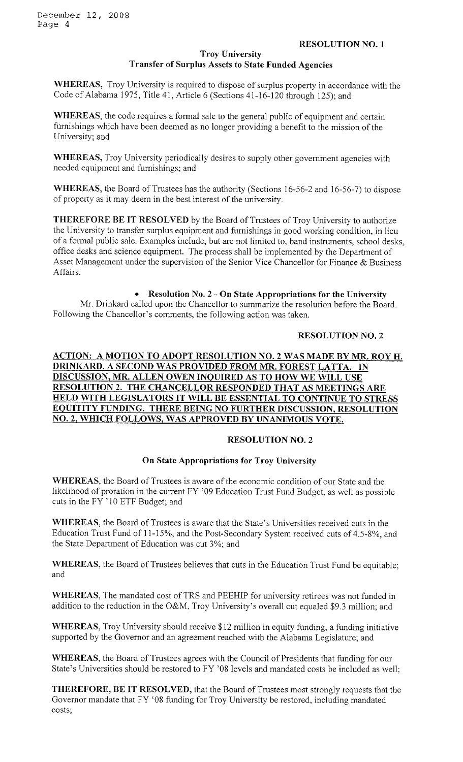**RESOLUTION NO. 1**

**Troy University**
**Transfer of Surplus Assets to State Funded Agencies**

**WHEREAS,** Troy University is required to dispose of surplus property in accordance with the Code of Alabama 1975, Title 41, Article 6 (Sections 41-16-120 through 125); and

**WHEREAS,** the code requires a formal sale to the general public of equipment and certain furnishings which have been deemed as no longer providing a benefit to the mission of the University; and

**WHEREAS,** Troy University periodically desires to supply other government agencies with needed equipment and furnishings; and

**WHEREAS,** the Board of Trustees has the authority (Sections 16-56-2 and 16-56-7) to dispose of property as it may deem in the best interest of the university.

**THEREFORE BE IT RESOLVED** by the Board of Trustees of Troy University to authorize the University to transfer surplus equipment and furnishings in good working condition, in lieu of a formal public sale. Examples include, but are not limited to, band instruments, school desks, office desks and science equipment. The process shall be implemented by the Department of Asset Management under the supervision of the Senior Vice Chancellor for Finance & Business Affairs.

- **Resolution No. 2 - On State Appropriations for the University**

Mr. Drinkard called upon the Chancellor to summarize the resolution before the Board. Following the Chancellor's comments, the following action was taken.

**RESOLUTION NO. 2**

**ACTION: A MOTION TO ADOPT RESOLUTION NO. 2 WAS MADE BY MR. ROY H. DRINKARD. A SECOND WAS PROVIDED FROM MR. FOREST LATTA. IN DISCUSSION, MR. ALLEN OWEN INQUIRED AS TO HOW WE WILL USE RESOLUTION 2. THE CHANCELLOR RESPONDED THAT AS MEETINGS ARE HELD WITH LEGISLATORS IT WILL BE ESSENTIAL TO CONTINUE TO STRESS EQUITITY FUNDING. THERE BEING NO FURTHER DISCUSSION, RESOLUTION NO. 2, WHICH FOLLOWS, WAS APPROVED BY UNANIMOUS VOTE.**

**RESOLUTION NO. 2**

**On State Appropriations for Troy University**

**WHEREAS,** the Board of Trustees is aware of the economic condition of our State and the likelihood of proration in the current FY '09 Education Trust Fund Budget, as well as possible cuts in the FY '10 ETF Budget; and

**WHEREAS,** the Board of Trustees is aware that the State's Universities received cuts in the Education Trust Fund of 11-15%, and the Post-Secondary System received cuts of 4.5-8%, and the State Department of Education was cut 3%; and

**WHEREAS,** the Board of Trustees believes that cuts in the Education Trust Fund be equitable; and

**WHEREAS,** The mandated cost of TRS and PEEHIP for university retirees was not funded in addition to the reduction in the O&M, Troy University's overall cut equaled $9.3 million; and

**WHEREAS,** Troy University should receive $12 million in equity funding, a funding initiative supported by the Governor and an agreement reached with the Alabama Legislature; and

**WHEREAS,** the Board of Trustees agrees with the Council of Presidents that funding for our State's Universities should be restored to FY '08 levels and mandated costs be included as well;

**THEREFORE, BE IT RESOLVED,** that the Board of Trustees most strongly requests that the Governor mandate that FY '08 funding for Troy University be restored, including mandated costs;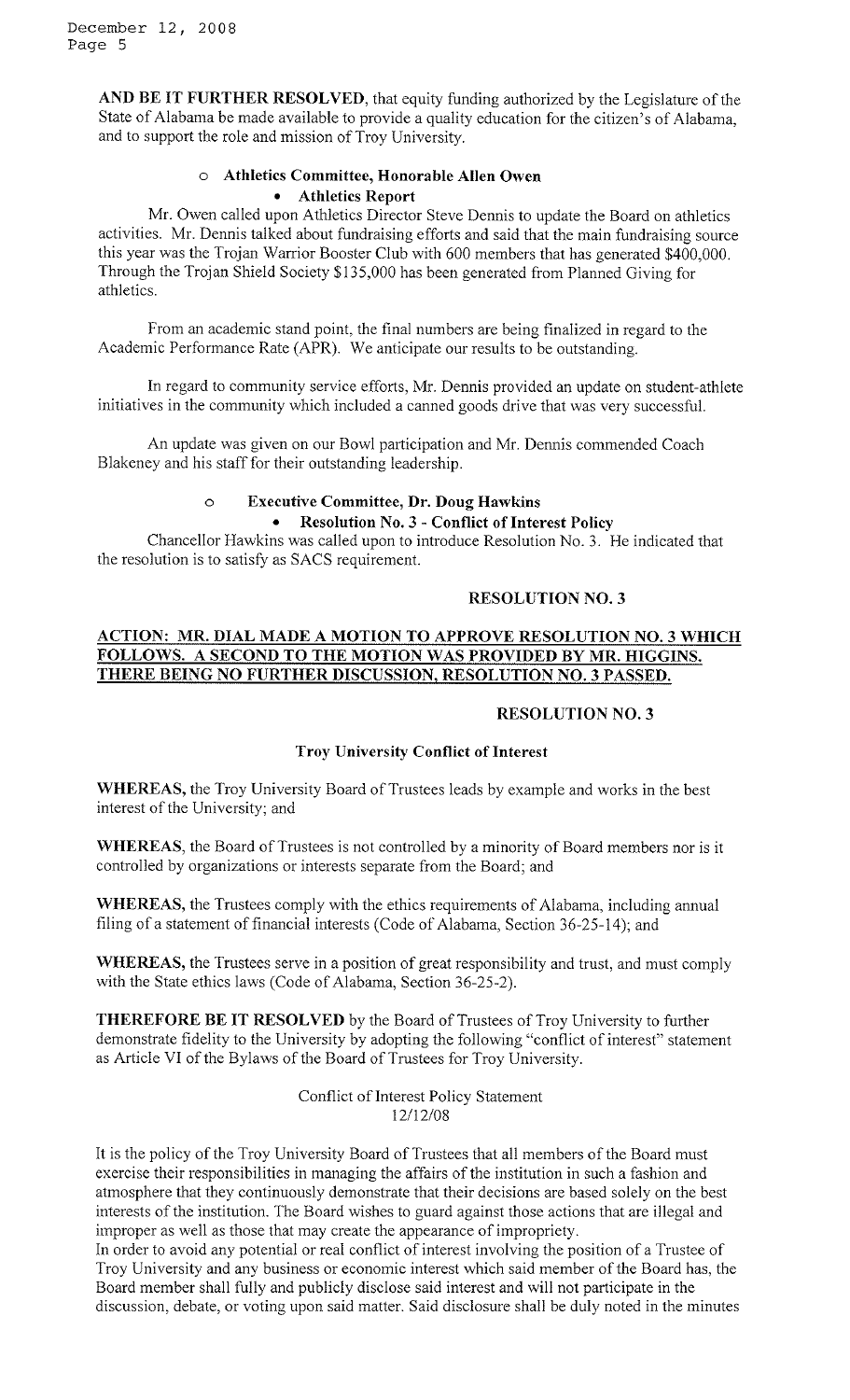**AND BE IT FURTHER RESOLVED**, that equity funding authorized by the Legislature of the State of Alabama be made available to provide a quality education for the citizen's of Alabama, and to support the role and mission of Troy University.

- **Athletics Committee, Honorable Allen Owen**
  - **Athletics Report**

Mr. Owen called upon Athletics Director Steve Dennis to update the Board on athletics activities. Mr. Dennis talked about fundraising efforts and said that the main fundraising source this year was the Trojan Warrior Booster Club with 600 members that has generated $400,000. Through the Trojan Shield Society $135,000 has been generated from Planned Giving for athletics.

From an academic stand point, the final numbers are being finalized in regard to the Academic Performance Rate (APR). We anticipate our results to be outstanding.

In regard to community service efforts, Mr. Dennis provided an update on student-athlete initiatives in the community which included a canned goods drive that was very successful.

An update was given on our Bowl participation and Mr. Dennis commended Coach Blakeney and his staff for their outstanding leadership.

- **Executive Committee, Dr. Doug Hawkins**
  - **Resolution No. 3 - Conflict of Interest Policy**

Chancellor Hawkins was called upon to introduce Resolution No. 3. He indicated that the resolution is to satisfy as SACS requirement.

**RESOLUTION NO. 3**

**ACTION: MR. DIAL MADE A MOTION TO APPROVE RESOLUTION NO. 3 WHICH FOLLOWS. A SECOND TO THE MOTION WAS PROVIDED BY MR. HIGGINS. THERE BEING NO FURTHER DISCUSSION, RESOLUTION NO. 3 PASSED.**

**RESOLUTION NO. 3**

**Troy University Conflict of Interest**

**WHEREAS,** the Troy University Board of Trustees leads by example and works in the best interest of the University; and

**WHEREAS,** the Board of Trustees is not controlled by a minority of Board members nor is it controlled by organizations or interests separate from the Board; and

**WHEREAS,** the Trustees comply with the ethics requirements of Alabama, including annual filing of a statement of financial interests (Code of Alabama, Section 36-25-14); and

**WHEREAS,** the Trustees serve in a position of great responsibility and trust, and must comply with the State ethics laws (Code of Alabama, Section 36-25-2).

**THEREFORE BE IT RESOLVED** by the Board of Trustees of Troy University to further demonstrate fidelity to the University by adopting the following "conflict of interest" statement as Article VI of the Bylaws of the Board of Trustees for Troy University.

Conflict of Interest Policy Statement
12/12/08

It is the policy of the Troy University Board of Trustees that all members of the Board must exercise their responsibilities in managing the affairs of the institution in such a fashion and atmosphere that they continuously demonstrate that their decisions are based solely on the best interests of the institution. The Board wishes to guard against those actions that are illegal and improper as well as those that may create the appearance of impropriety.

In order to avoid any potential or real conflict of interest involving the position of a Trustee of Troy University and any business or economic interest which said member of the Board has, the Board member shall fully and publicly disclose said interest and will not participate in the discussion, debate, or voting upon said matter. Said disclosure shall be duly noted in the minutes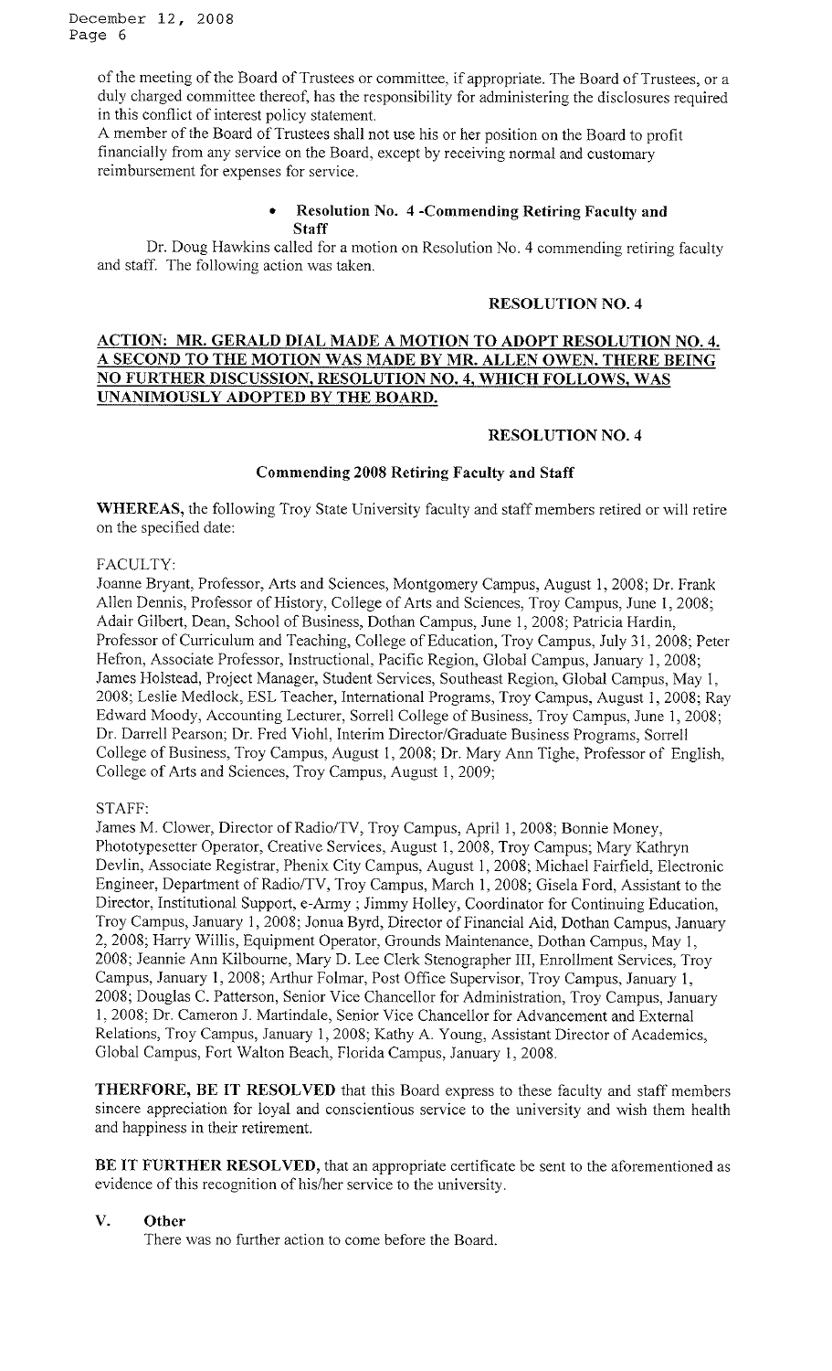of the meeting of the Board of Trustees or committee, if appropriate. The Board of Trustees, or a duly charged committee thereof, has the responsibility for administering the disclosures required in this conflict of interest policy statement.
A member of the Board of Trustees shall not use his or her position on the Board to profit financially from any service on the Board, except by receiving normal and customary reimbursement for expenses for service.

- **Resolution No. 4 -Commending Retiring Faculty and Staff**

Dr. Doug Hawkins called for a motion on Resolution No. 4 commending retiring faculty and staff. The following action was taken.

**RESOLUTION NO. 4**

**ACTION: MR. GERALD DIAL MADE A MOTION TO ADOPT RESOLUTION NO. 4. A SECOND TO THE MOTION WAS MADE BY MR. ALLEN OWEN. THERE BEING NO FURTHER DISCUSSION, RESOLUTION NO. 4, WHICH FOLLOWS, WAS UNANIMOUSLY ADOPTED BY THE BOARD.**

**RESOLUTION NO. 4**

**Commending 2008 Retiring Faculty and Staff**

**WHEREAS,** the following Troy State University faculty and staff members retired or will retire on the specified date:

FACULTY:
Joanne Bryant, Professor, Arts and Sciences, Montgomery Campus, August 1, 2008; Dr. Frank Allen Dennis, Professor of History, College of Arts and Sciences, Troy Campus, June 1, 2008; Adair Gilbert, Dean, School of Business, Dothan Campus, June 1, 2008; Patricia Hardin, Professor of Curriculum and Teaching, College of Education, Troy Campus, July 31, 2008; Peter Hefron, Associate Professor, Instructional, Pacific Region, Global Campus, January 1, 2008; James Holstead, Project Manager, Student Services, Southeast Region, Global Campus, May 1, 2008; Leslie Medlock, ESL Teacher, International Programs, Troy Campus, August 1, 2008; Ray Edward Moody, Accounting Lecturer, Sorrell College of Business, Troy Campus, June 1, 2008; Dr. Darrell Pearson; Dr. Fred Viohl, Interim Director/Graduate Business Programs, Sorrell College of Business, Troy Campus, August 1, 2008; Dr. Mary Ann Tighe, Professor of English, College of Arts and Sciences, Troy Campus, August 1, 2009;

STAFF:
James M. Clower, Director of Radio/TV, Troy Campus, April 1, 2008; Bonnie Money, Phototypesetter Operator, Creative Services, August 1, 2008, Troy Campus; Mary Kathryn Devlin, Associate Registrar, Phenix City Campus, August 1, 2008; Michael Fairfield, Electronic Engineer, Department of Radio/TV, Troy Campus, March 1, 2008; Gisela Ford, Assistant to the Director, Institutional Support, e-Army ; Jimmy Holley, Coordinator for Continuing Education, Troy Campus, January 1, 2008; Jonua Byrd, Director of Financial Aid, Dothan Campus, January 2, 2008; Harry Willis, Equipment Operator, Grounds Maintenance, Dothan Campus, May 1, 2008; Jeannie Ann Kilbourne, Mary D. Lee Clerk Stenographer III, Enrollment Services, Troy Campus, January 1, 2008; Arthur Folmar, Post Office Supervisor, Troy Campus, January 1, 2008; Douglas C. Patterson, Senior Vice Chancellor for Administration, Troy Campus, January 1, 2008; Dr. Cameron J. Martindale, Senior Vice Chancellor for Advancement and External Relations, Troy Campus, January 1, 2008; Kathy A. Young, Assistant Director of Academics, Global Campus, Fort Walton Beach, Florida Campus, January 1, 2008.

**THERFORE, BE IT RESOLVED** that this Board express to these faculty and staff members sincere appreciation for loyal and conscientious service to the university and wish them health and happiness in their retirement.

**BE IT FURTHER RESOLVED,** that an appropriate certificate be sent to the aforementioned as evidence of this recognition of his/her service to the university.

## V. Other

There was no further action to come before the Board.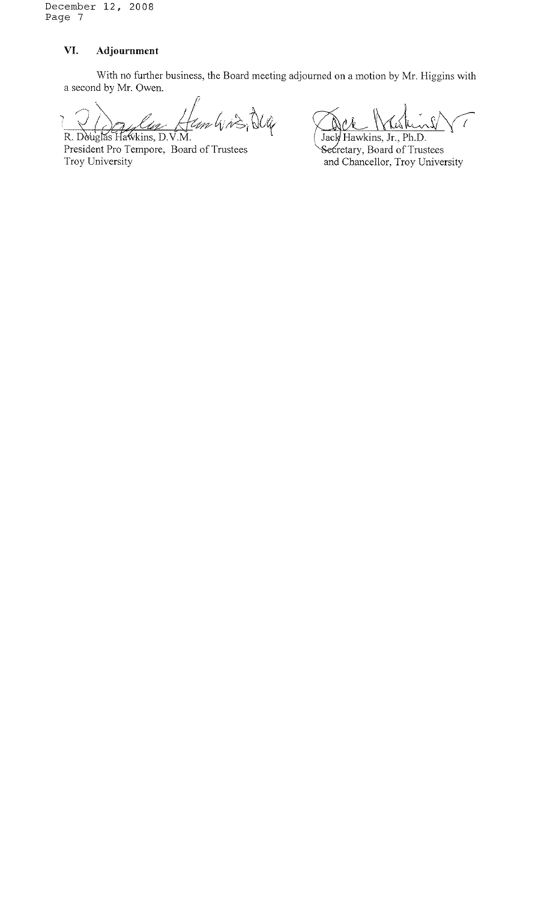## VI. Adjournment

With no further business, the Board meeting adjourned on a motion by Mr. Higgins with a second by Mr. Owen.

R. Douglas Hawkins, D.V.M.
President Pro Tempore, Board of Trustees
Troy University

Jack Hawkins, Jr., Ph.D.
Secretary, Board of Trustees
and Chancellor, Troy University